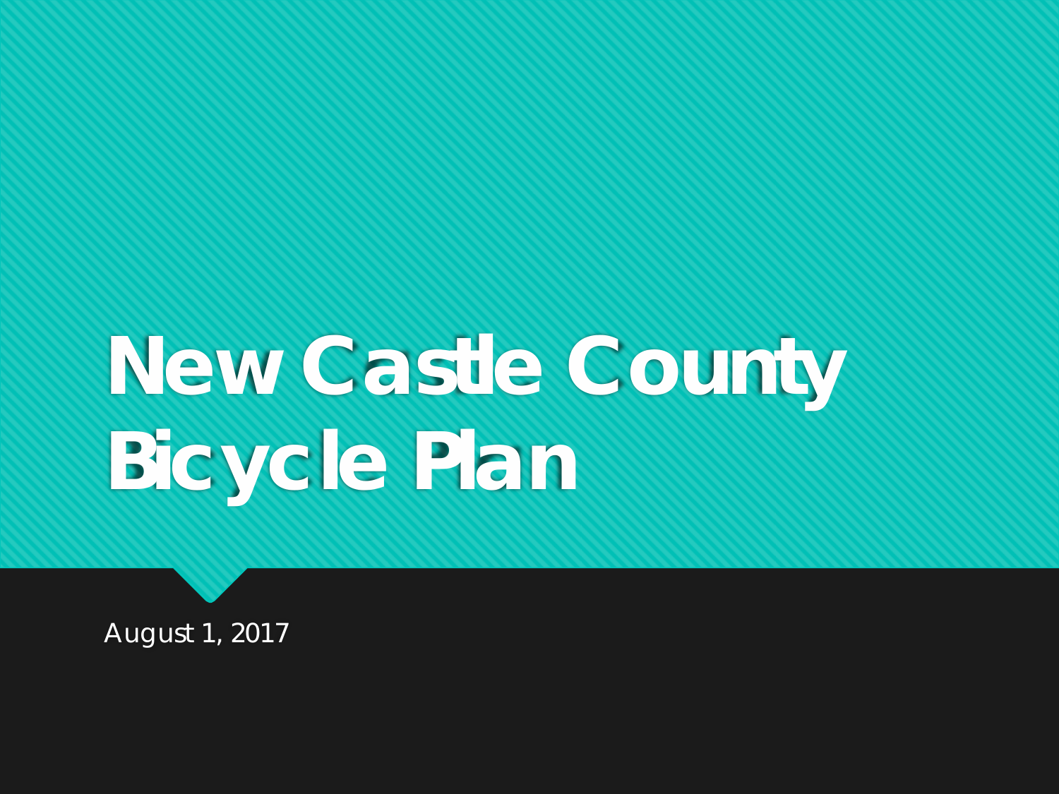# New Castle County Bicycle Plan

August 1, 2017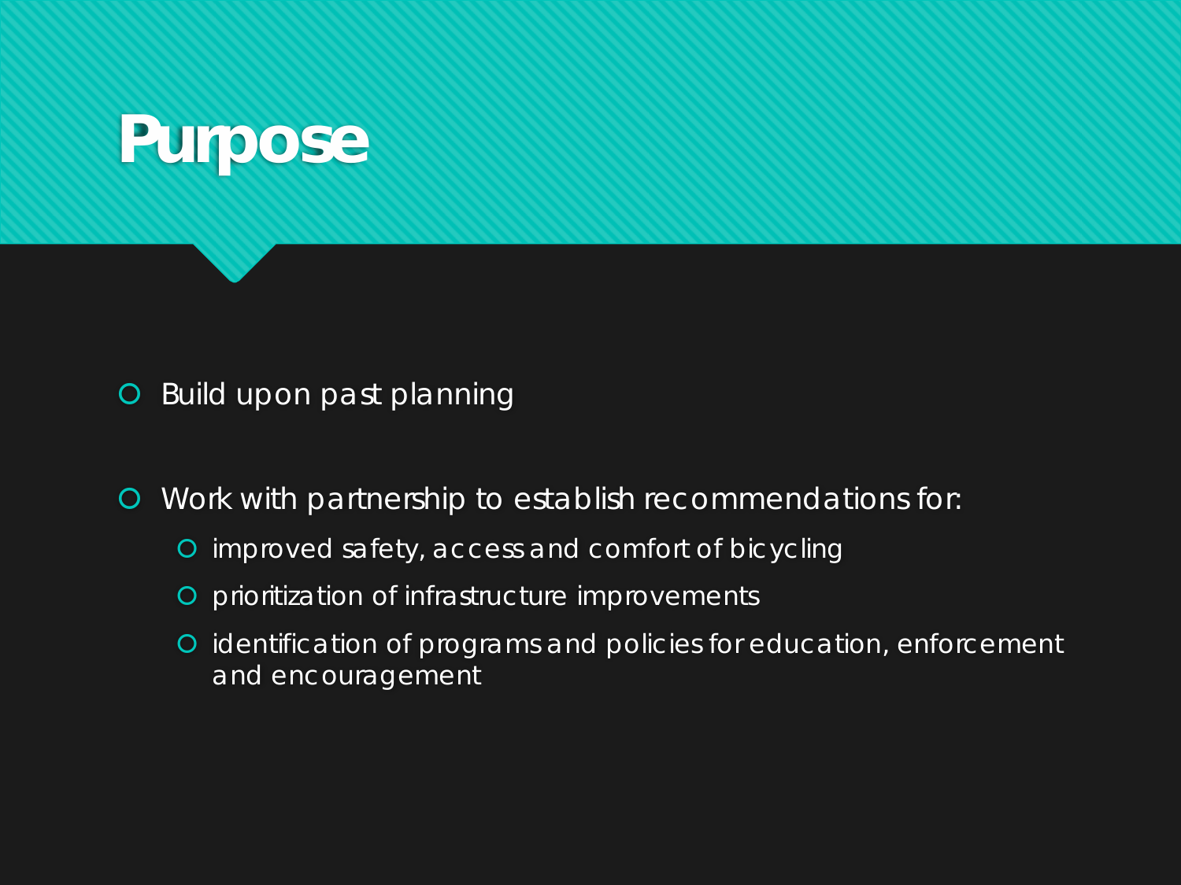# Purpose

- Build upon past planning
- Work with partnership to establish recommendations for:
  - improved safety, access and comfort of bicycling
  - prioritization of infrastructure improvements
  - identification of programs and policies for education, enforcement and encouragement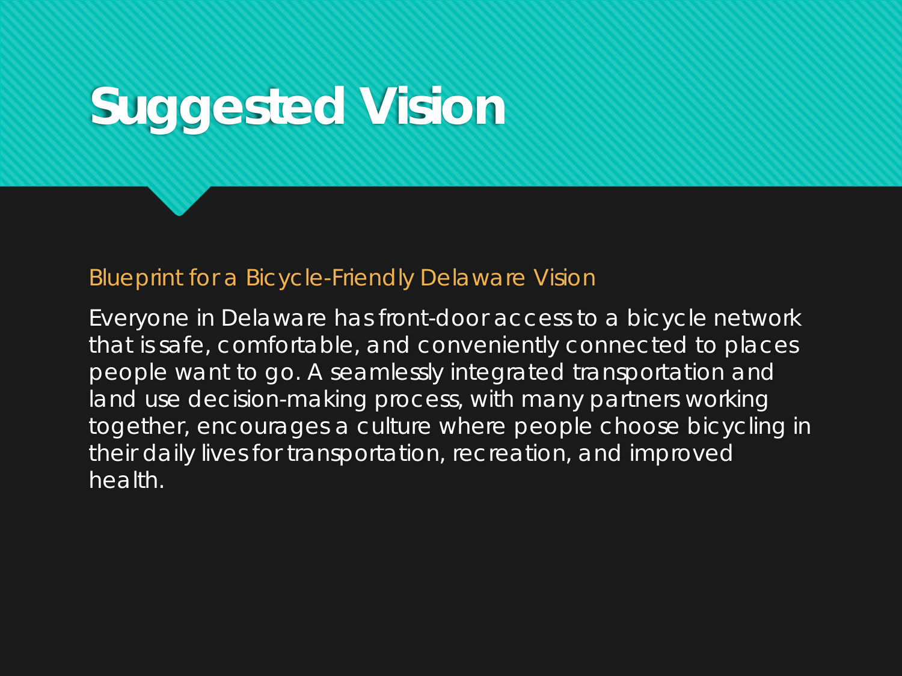# Suggested Vision

Blueprint for a Bicycle-Friendly Delaware Vision

Everyone in Delaware has front-door access to a bicycle network that is safe, comfortable, and conveniently connected to places people want to go. A seamlessly integrated transportation and land use decision-making process, with many partners working together, encourages a culture where people choose bicycling in their daily lives for transportation, recreation, and improved health.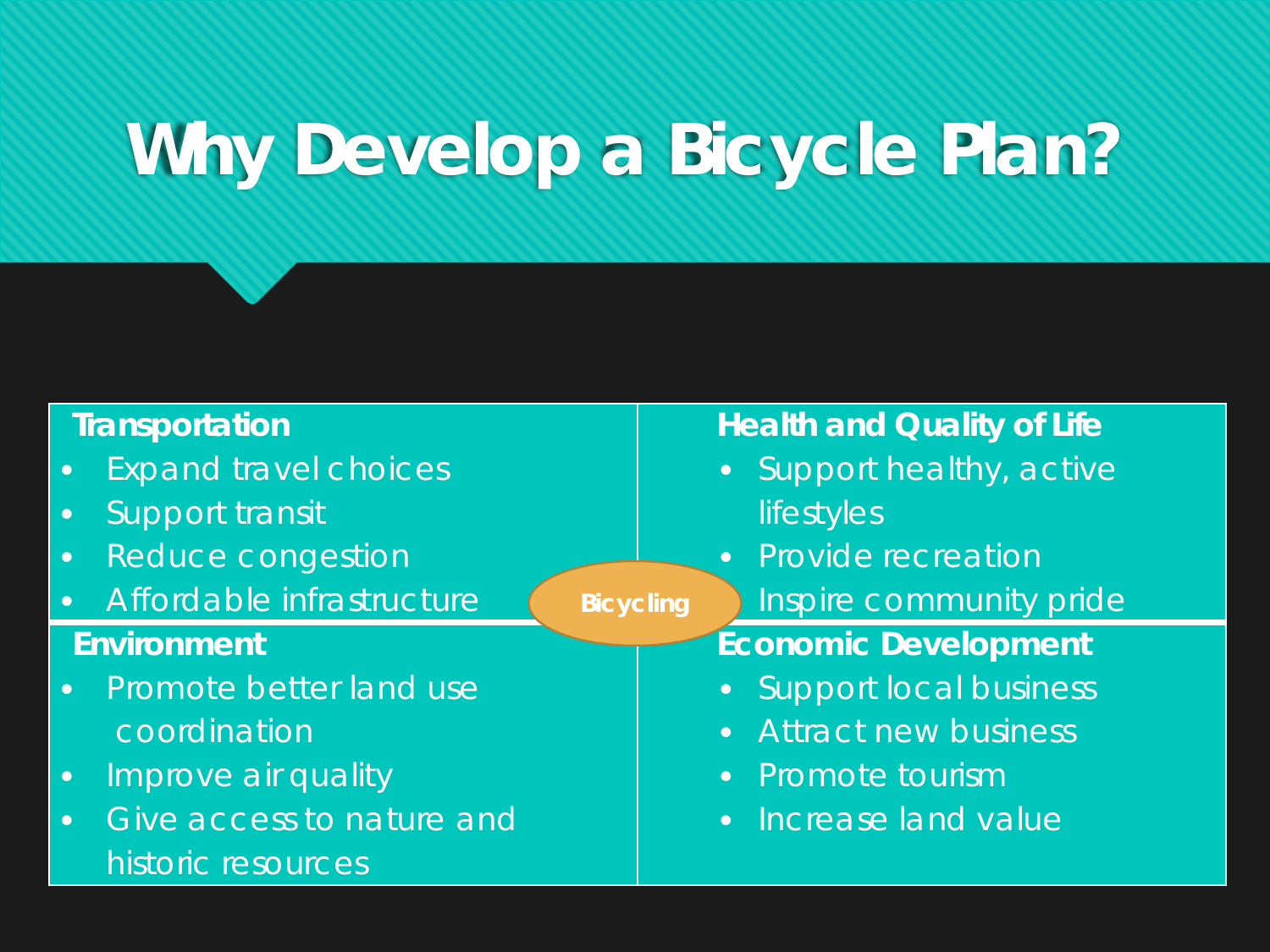# Why Develop a Bicycle Plan?

**Transportation**
- Expand travel choices
- Support transit
- Reduce congestion
- Affordable infrastructure

**Health and Quality of Life**
- Support healthy, active lifestyles
- Provide recreation
- Inspire community pride

**Bicycling**

**Environment**
- Promote better land use coordination
- Improve air quality
- Give access to nature and historic resources

**Economic Development**
- Support local business
- Attract new business
- Promote tourism
- Increase land value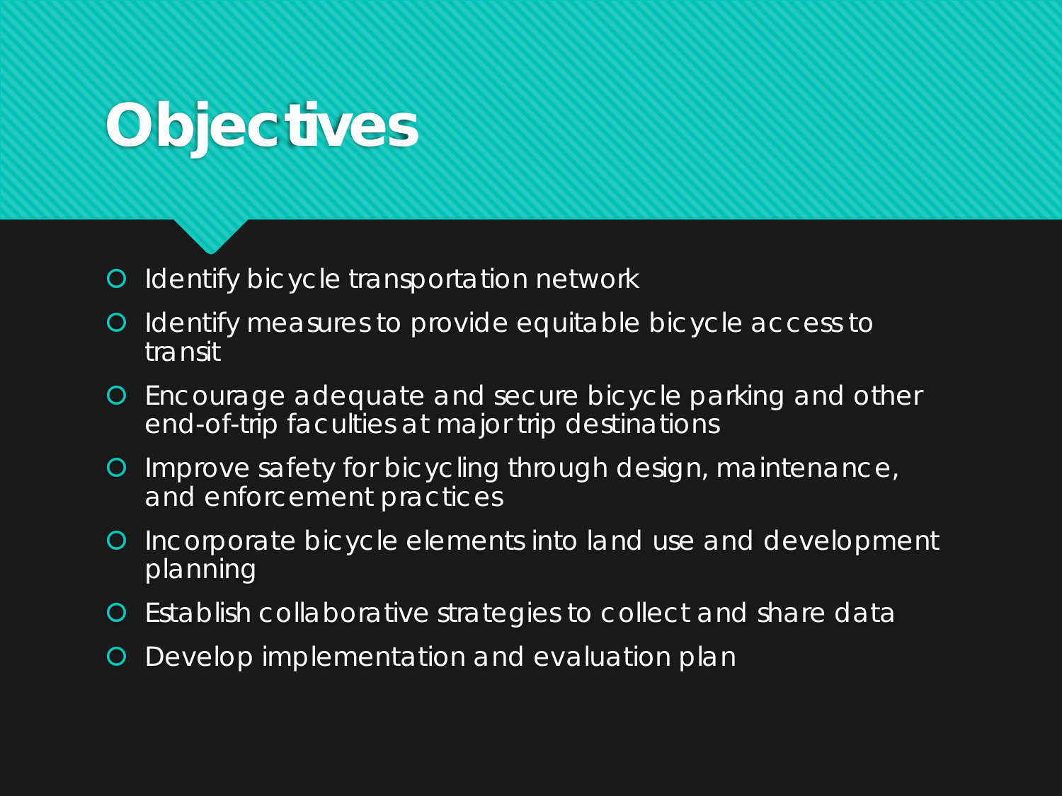# Objectives

- Identify bicycle transportation network
- Identify measures to provide equitable bicycle access to transit
- Encourage adequate and secure bicycle parking and other end-of-trip faculties at major trip destinations
- Improve safety for bicycling through design, maintenance, and enforcement practices
- Incorporate bicycle elements into land use and development planning
- Establish collaborative strategies to collect and share data
- Develop implementation and evaluation plan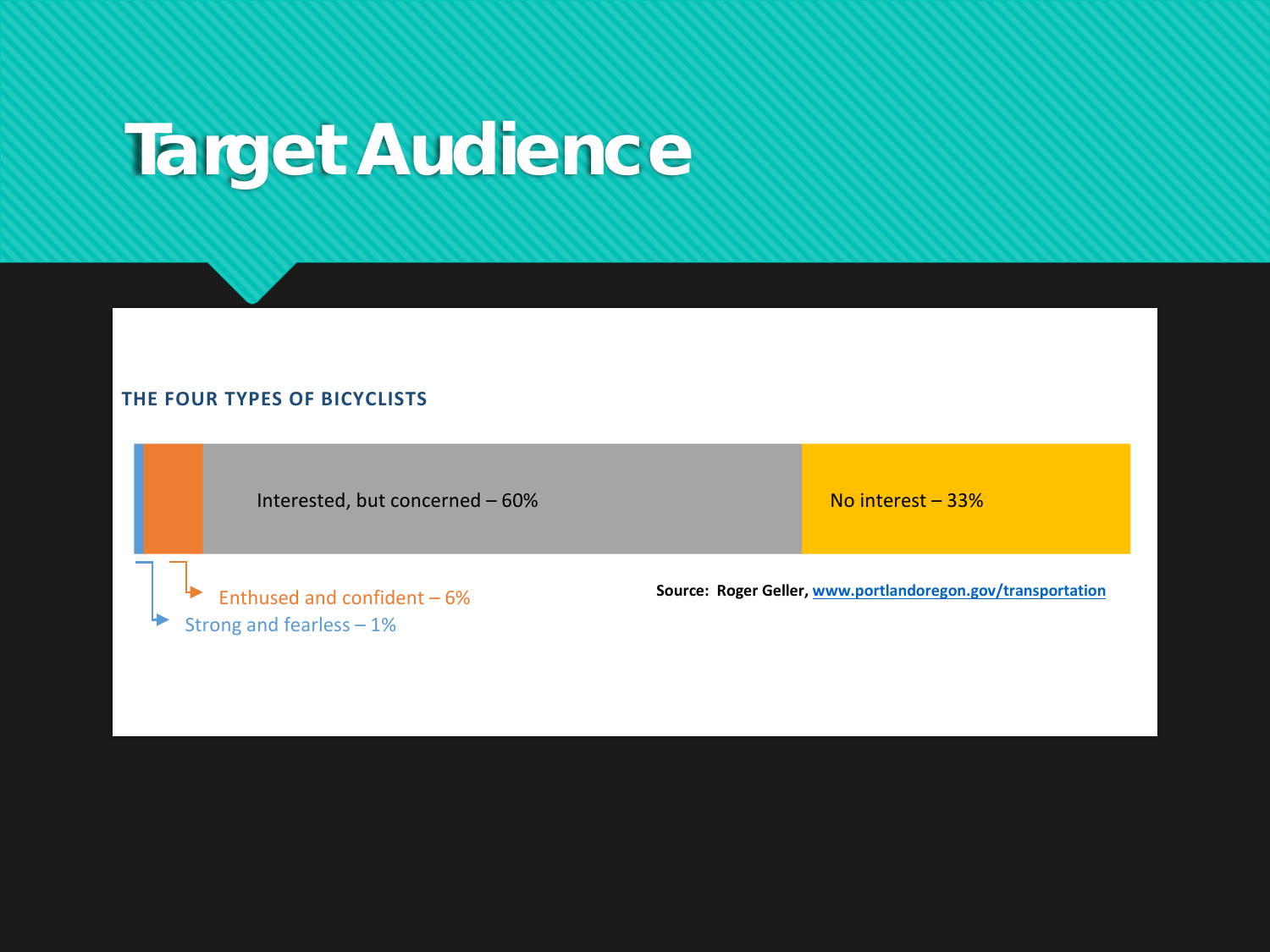# Target Audience

### THE FOUR TYPES OF BICYCLISTS

Interested, but concerned – 60%

No interest – 33%

Enthused and confident – 6%

Strong and fearless – 1%

**Source: Roger Geller, www.portlandoregon.gov/transportation**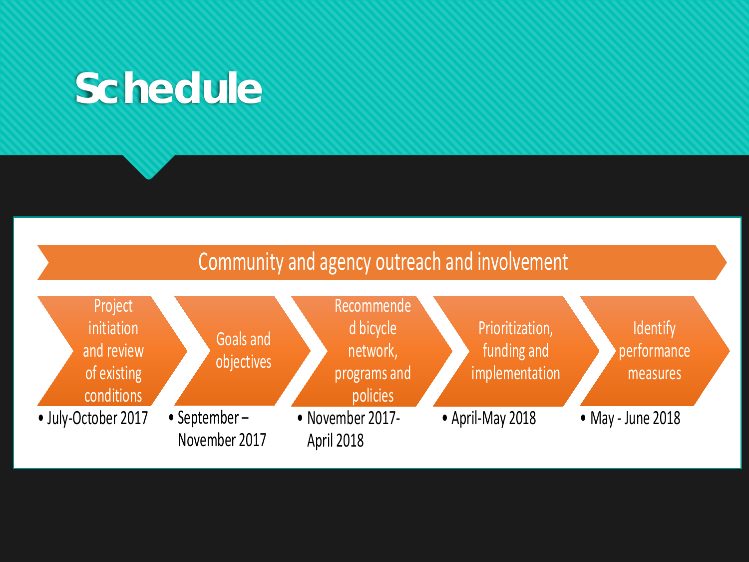# Schedule

Community and agency outreach and involvement

| Project initiation and review of existing conditions | Goals and objectives | Recommended bicycle network, programs and policies | Prioritization, funding and implementation | Identify performance measures |
| --- | --- | --- | --- | --- |
| • July-October 2017 | • September – November 2017 | • November 2017-April 2018 | • April-May 2018 | • May - June 2018 |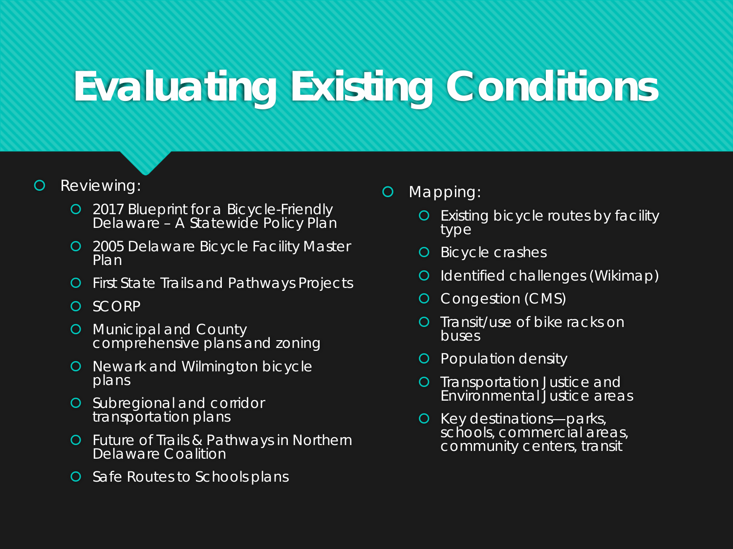# Evaluating Existing Conditions

- Reviewing:
  - 2017 Blueprint for a Bicycle-Friendly Delaware – A Statewide Policy Plan
  - 2005 Delaware Bicycle Facility Master Plan
  - First State Trails and Pathways Projects
  - SCORP
  - Municipal and County comprehensive plans and zoning
  - Newark and Wilmington bicycle plans
  - Subregional and corridor transportation plans
  - Future of Trails & Pathways in Northern Delaware Coalition
  - Safe Routes to Schools plans

- Mapping:
  - Existing bicycle routes by facility type
  - Bicycle crashes
  - Identified challenges (Wikimap)
  - Congestion (CMS)
  - Transit/use of bike racks on buses
  - Population density
  - Transportation Justice and Environmental Justice areas
  - Key destinations—parks, schools, commercial areas, community centers, transit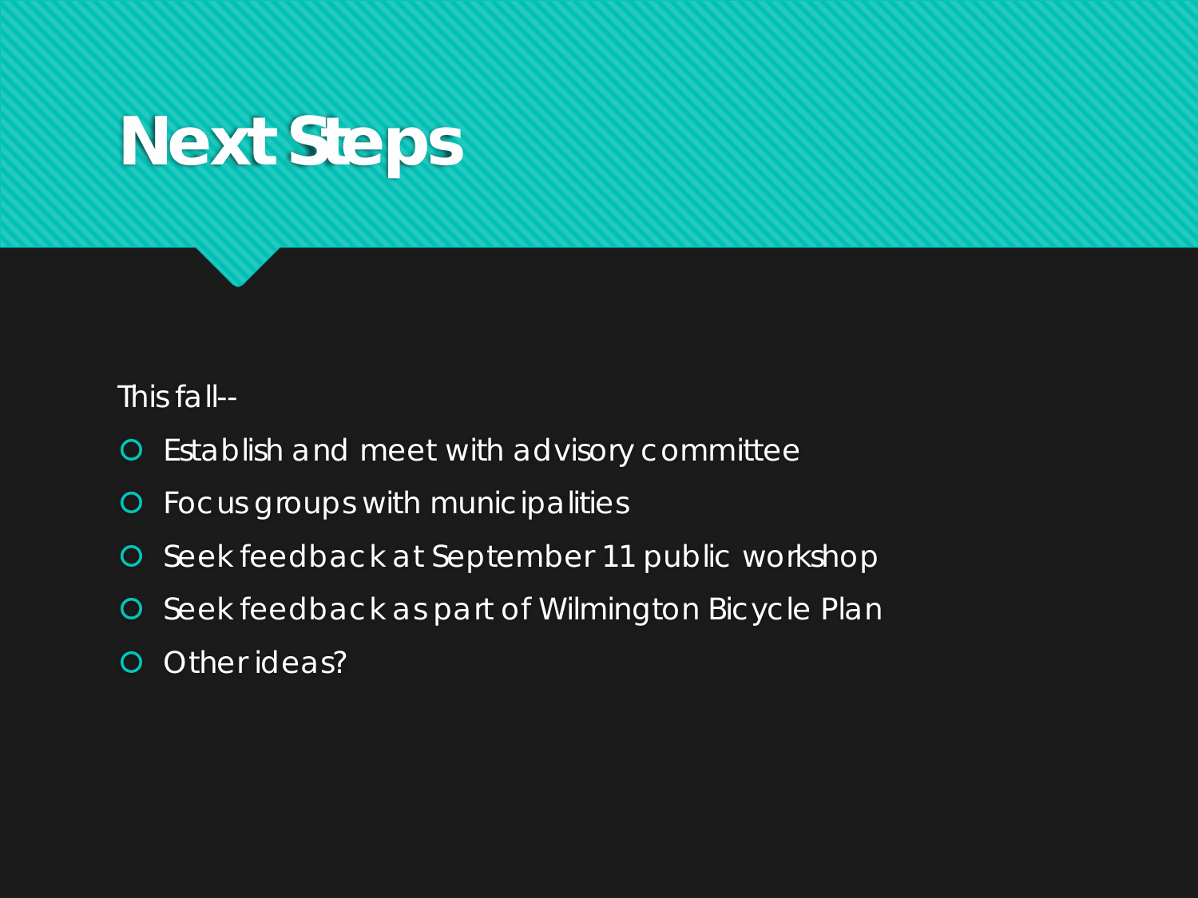# Next Steps

This fall--

- Establish and meet with advisory committee
- Focus groups with municipalities
- Seek feedback at September 11 public workshop
- Seek feedback as part of Wilmington Bicycle Plan
- Other ideas?